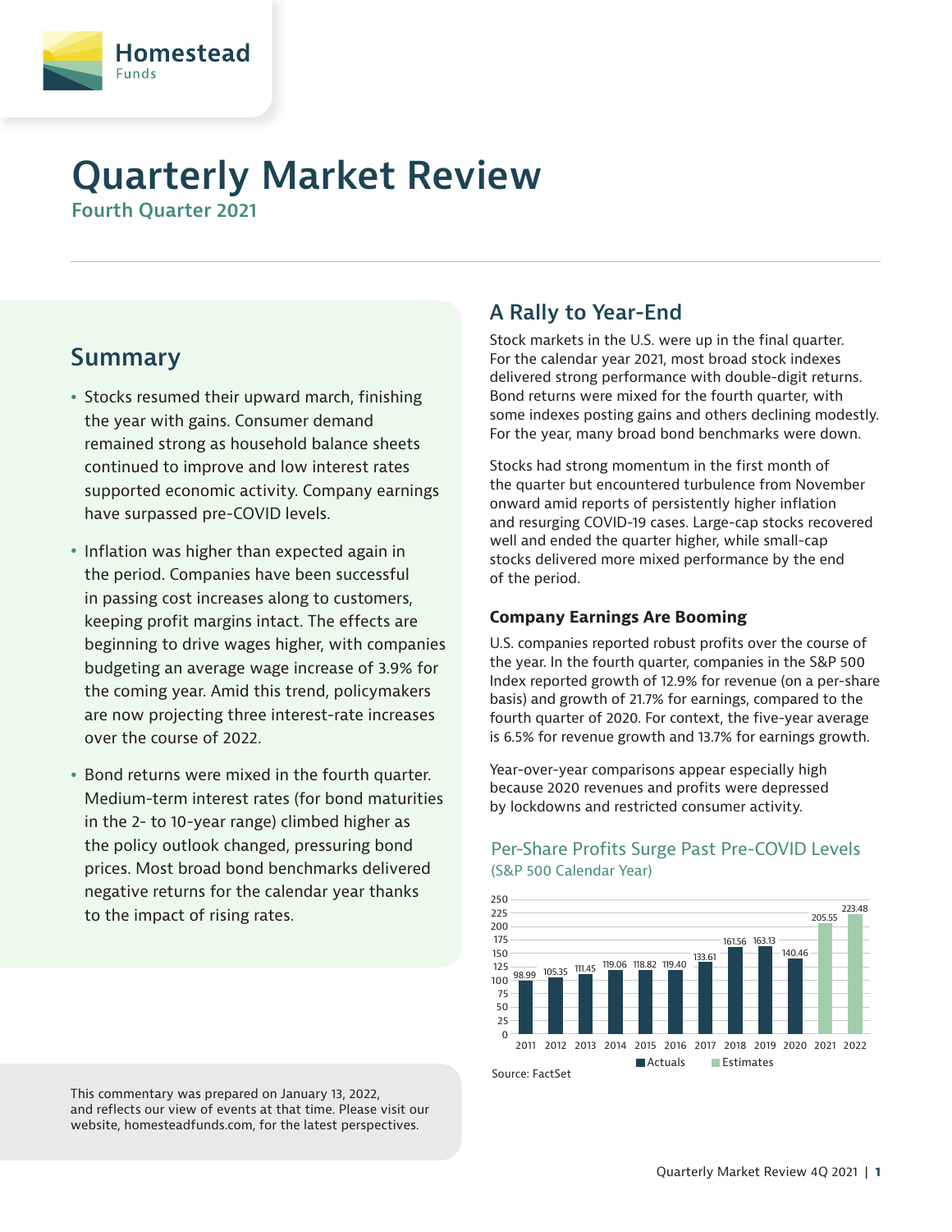Homestead Funds

# Quarterly Market Review

Fourth Quarter 2021

## Summary

- Stocks resumed their upward march, finishing the year with gains. Consumer demand remained strong as household balance sheets continued to improve and low interest rates supported economic activity. Company earnings have surpassed pre-COVID levels.
- Inflation was higher than expected again in the period. Companies have been successful in passing cost increases along to customers, keeping profit margins intact. The effects are beginning to drive wages higher, with companies budgeting an average wage increase of 3.9% for the coming year. Amid this trend, policymakers are now projecting three interest-rate increases over the course of 2022.
- Bond returns were mixed in the fourth quarter. Medium-term interest rates (for bond maturities in the 2- to 10-year range) climbed higher as the policy outlook changed, pressuring bond prices. Most broad bond benchmarks delivered negative returns for the calendar year thanks to the impact of rising rates.

This commentary was prepared on January 13, 2022, and reflects our view of events at that time. Please visit our website, homesteadfunds.com, for the latest perspectives.

## A Rally to Year-End

Stock markets in the U.S. were up in the final quarter. For the calendar year 2021, most broad stock indexes delivered strong performance with double-digit returns. Bond returns were mixed for the fourth quarter, with some indexes posting gains and others declining modestly. For the year, many broad bond benchmarks were down.

Stocks had strong momentum in the first month of the quarter but encountered turbulence from November onward amid reports of persistently higher inflation and resurging COVID-19 cases. Large-cap stocks recovered well and ended the quarter higher, while small-cap stocks delivered more mixed performance by the end of the period.

### Company Earnings Are Booming

U.S. companies reported robust profits over the course of the year. In the fourth quarter, companies in the S&P 500 Index reported growth of 12.9% for revenue (on a per-share basis) and growth of 21.7% for earnings, compared to the fourth quarter of 2020. For context, the five-year average is 6.5% for revenue growth and 13.7% for earnings growth.

Year-over-year comparisons appear especially high because 2020 revenues and profits were depressed by lockdowns and restricted consumer activity.

**Per-Share Profits Surge Past Pre-COVID Levels**
(S&P 500 Calendar Year)

| Year | Value | Type |
|---|---|---|
| 2011 | 98.99 | Actuals |
| 2012 | 105.35 | Actuals |
| 2013 | 111.45 | Actuals |
| 2014 | 119.06 | Actuals |
| 2015 | 118.82 | Actuals |
| 2016 | 119.40 | Actuals |
| 2017 | 133.61 | Actuals |
| 2018 | 161.56 | Actuals |
| 2019 | 163.13 | Actuals |
| 2020 | 140.46 | Actuals |
| 2021 | 205.55 | Estimates |
| 2022 | 223.48 | Estimates |

Source: FactSet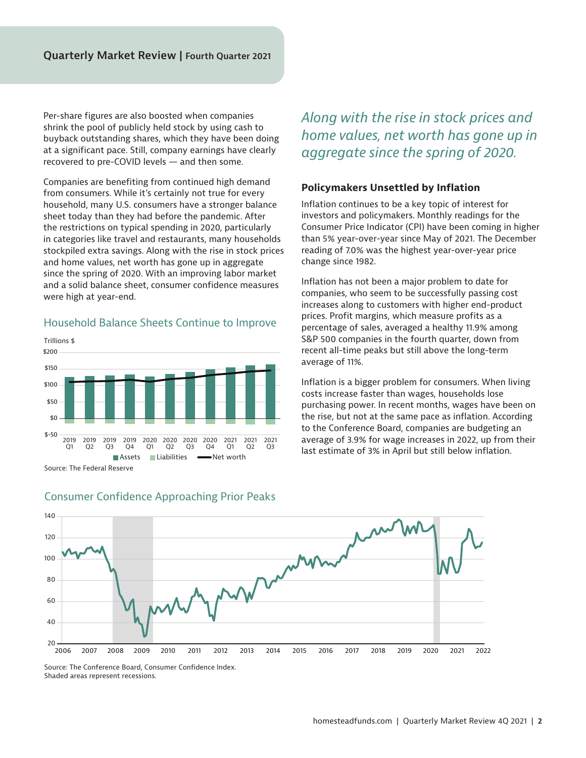Per-share figures are also boosted when companies shrink the pool of publicly held stock by using cash to buyback outstanding shares, which they have been doing at a significant pace. Still, company earnings have clearly recovered to pre-COVID levels — and then some.

Companies are benefiting from continued high demand from consumers. While it's certainly not true for every household, many U.S. consumers have a stronger balance sheet today than they had before the pandemic. After the restrictions on typical spending in 2020, particularly in categories like travel and restaurants, many households stockpiled extra savings. Along with the rise in stock prices and home values, net worth has gone up in aggregate since the spring of 2020. With an improving labor market and a solid balance sheet, consumer confidence measures were high at year-end.

## Household Balance Sheets Continue to Improve

Trillions $

Assets | Liabilities | Net worth

2019 Q1 – 2021 Q3

Source: The Federal Reserve

*Along with the rise in stock prices and home values, net worth has gone up in aggregate since the spring of 2020.*

### Policymakers Unsettled by Inflation

Inflation continues to be a key topic of interest for investors and policymakers. Monthly readings for the Consumer Price Indicator (CPI) have been coming in higher than 5% year-over-year since May of 2021. The December reading of 7.0% was the highest year-over-year price change since 1982.

Inflation has not been a major problem to date for companies, who seem to be successfully passing cost increases along to customers with higher end-product prices. Profit margins, which measure profits as a percentage of sales, averaged a healthy 11.9% among S&P 500 companies in the fourth quarter, down from recent all-time peaks but still above the long-term average of 11%.

Inflation is a bigger problem for consumers. When living costs increase faster than wages, households lose purchasing power. In recent months, wages have been on the rise, but not at the same pace as inflation. According to the Conference Board, companies are budgeting an average of 3.9% for wage increases in 2022, up from their last estimate of 3% in April but still below inflation.

## Consumer Confidence Approaching Prior Peaks

Source: The Conference Board, Consumer Confidence Index.
Shaded areas represent recessions.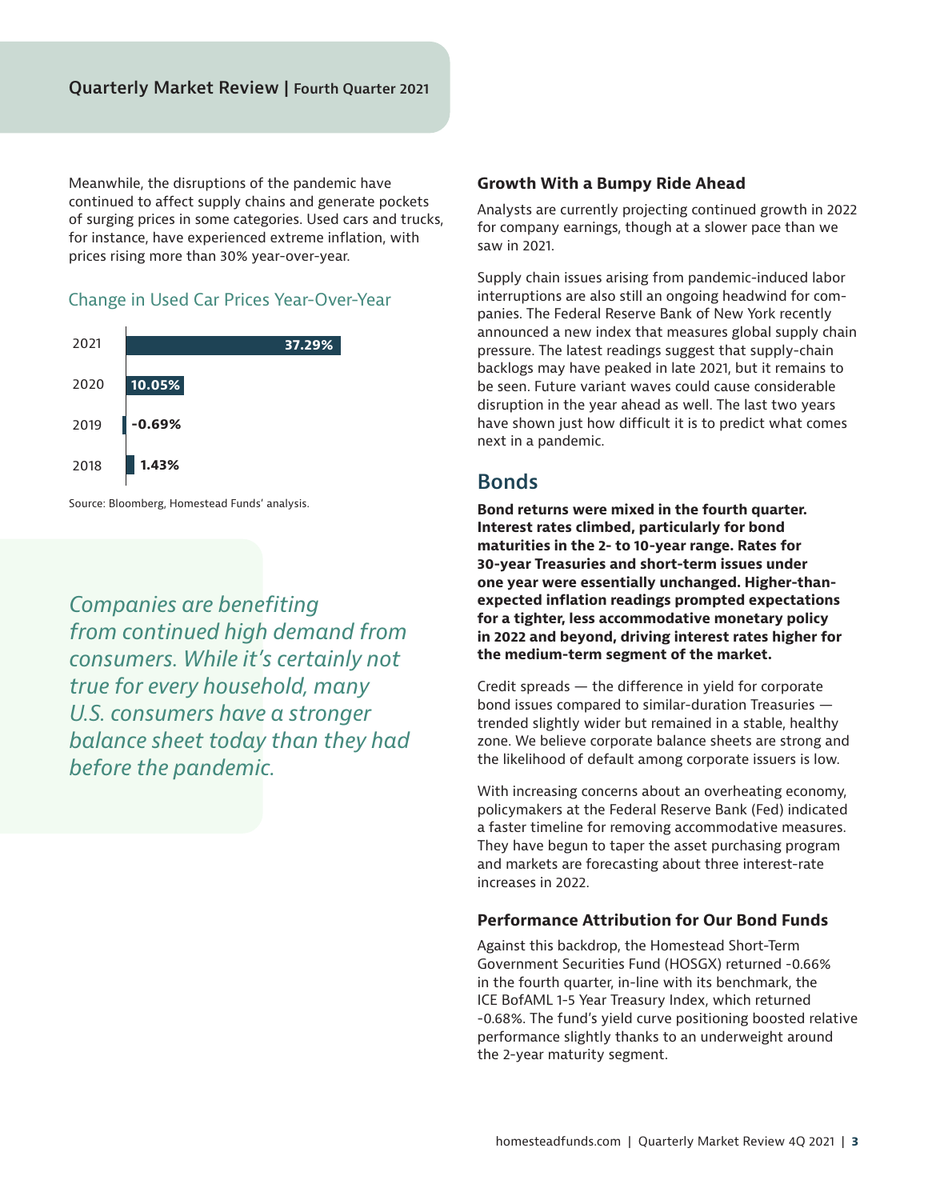Meanwhile, the disruptions of the pandemic have continued to affect supply chains and generate pockets of surging prices in some categories. Used cars and trucks, for instance, have experienced extreme inflation, with prices rising more than 30% year-over-year.

### Change in Used Car Prices Year-Over-Year

| Year | Change |
|---|---|
| 2021 | 37.29% |
| 2020 | 10.05% |
| 2019 | -0.69% |
| 2018 | 1.43% |

Source: Bloomberg, Homestead Funds' analysis.

*Companies are benefiting from continued high demand from consumers. While it's certainly not true for every household, many U.S. consumers have a stronger balance sheet today than they had before the pandemic.*

### Growth With a Bumpy Ride Ahead

Analysts are currently projecting continued growth in 2022 for company earnings, though at a slower pace than we saw in 2021.

Supply chain issues arising from pandemic-induced labor interruptions are also still an ongoing headwind for companies. The Federal Reserve Bank of New York recently announced a new index that measures global supply chain pressure. The latest readings suggest that supply-chain backlogs may have peaked in late 2021, but it remains to be seen. Future variant waves could cause considerable disruption in the year ahead as well. The last two years have shown just how difficult it is to predict what comes next in a pandemic.

## Bonds

**Bond returns were mixed in the fourth quarter. Interest rates climbed, particularly for bond maturities in the 2- to 10-year range. Rates for 30-year Treasuries and short-term issues under one year were essentially unchanged. Higher-than-expected inflation readings prompted expectations for a tighter, less accommodative monetary policy in 2022 and beyond, driving interest rates higher for the medium-term segment of the market.**

Credit spreads — the difference in yield for corporate bond issues compared to similar-duration Treasuries — trended slightly wider but remained in a stable, healthy zone. We believe corporate balance sheets are strong and the likelihood of default among corporate issuers is low.

With increasing concerns about an overheating economy, policymakers at the Federal Reserve Bank (Fed) indicated a faster timeline for removing accommodative measures. They have begun to taper the asset purchasing program and markets are forecasting about three interest-rate increases in 2022.

### Performance Attribution for Our Bond Funds

Against this backdrop, the Homestead Short-Term Government Securities Fund (HOSGX) returned -0.66% in the fourth quarter, in-line with its benchmark, the ICE BofAML 1-5 Year Treasury Index, which returned -0.68%. The fund's yield curve positioning boosted relative performance slightly thanks to an underweight around the 2-year maturity segment.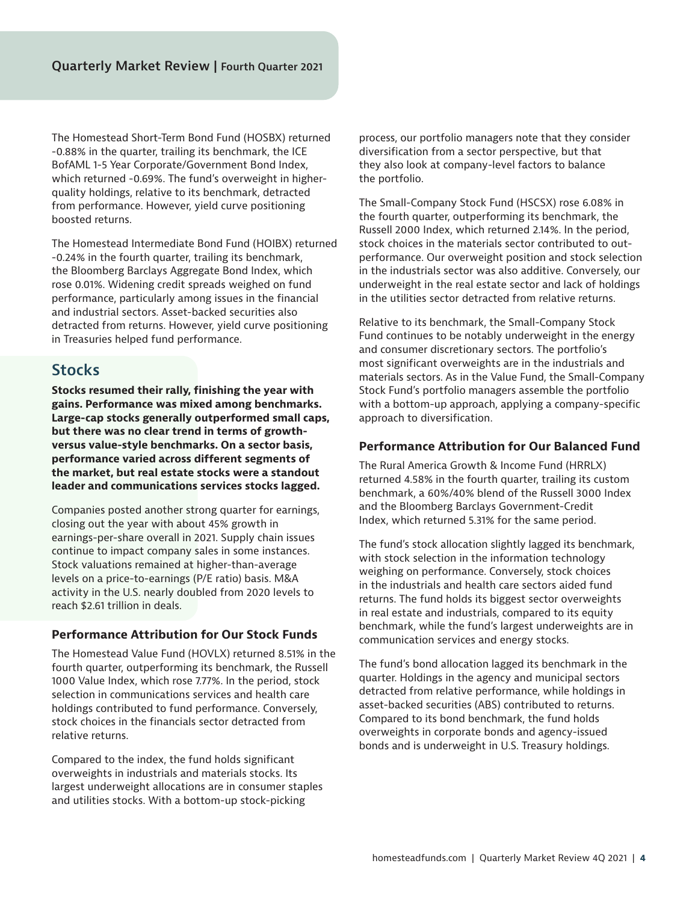The Homestead Short-Term Bond Fund (HOSBX) returned -0.88% in the quarter, trailing its benchmark, the ICE BofAML 1-5 Year Corporate/Government Bond Index, which returned -0.69%. The fund's overweight in higher-quality holdings, relative to its benchmark, detracted from performance. However, yield curve positioning boosted returns.

The Homestead Intermediate Bond Fund (HOIBX) returned -0.24% in the fourth quarter, trailing its benchmark, the Bloomberg Barclays Aggregate Bond Index, which rose 0.01%. Widening credit spreads weighed on fund performance, particularly among issues in the financial and industrial sectors. Asset-backed securities also detracted from returns. However, yield curve positioning in Treasuries helped fund performance.

## Stocks

**Stocks resumed their rally, finishing the year with gains. Performance was mixed among benchmarks. Large-cap stocks generally outperformed small caps, but there was no clear trend in terms of growth- versus value-style benchmarks. On a sector basis, performance varied across different segments of the market, but real estate stocks were a standout leader and communications services stocks lagged.**

Companies posted another strong quarter for earnings, closing out the year with about 45% growth in earnings-per-share overall in 2021. Supply chain issues continue to impact company sales in some instances. Stock valuations remained at higher-than-average levels on a price-to-earnings (P/E ratio) basis. M&A activity in the U.S. nearly doubled from 2020 levels to reach $2.61 trillion in deals.

### Performance Attribution for Our Stock Funds

The Homestead Value Fund (HOVLX) returned 8.51% in the fourth quarter, outperforming its benchmark, the Russell 1000 Value Index, which rose 7.77%. In the period, stock selection in communications services and health care holdings contributed to fund performance. Conversely, stock choices in the financials sector detracted from relative returns.

Compared to the index, the fund holds significant overweights in industrials and materials stocks. Its largest underweight allocations are in consumer staples and utilities stocks. With a bottom-up stock-picking process, our portfolio managers note that they consider diversification from a sector perspective, but that they also look at company-level factors to balance the portfolio.

The Small-Company Stock Fund (HSCSX) rose 6.08% in the fourth quarter, outperforming its benchmark, the Russell 2000 Index, which returned 2.14%. In the period, stock choices in the materials sector contributed to outperformance. Our overweight position and stock selection in the industrials sector was also additive. Conversely, our underweight in the real estate sector and lack of holdings in the utilities sector detracted from relative returns.

Relative to its benchmark, the Small-Company Stock Fund continues to be notably underweight in the energy and consumer discretionary sectors. The portfolio's most significant overweights are in the industrials and materials sectors. As in the Value Fund, the Small-Company Stock Fund's portfolio managers assemble the portfolio with a bottom-up approach, applying a company-specific approach to diversification.

### Performance Attribution for Our Balanced Fund

The Rural America Growth & Income Fund (HRRLX) returned 4.58% in the fourth quarter, trailing its custom benchmark, a 60%/40% blend of the Russell 3000 Index and the Bloomberg Barclays Government-Credit Index, which returned 5.31% for the same period.

The fund's stock allocation slightly lagged its benchmark, with stock selection in the information technology weighing on performance. Conversely, stock choices in the industrials and health care sectors aided fund returns. The fund holds its biggest sector overweights in real estate and industrials, compared to its equity benchmark, while the fund's largest underweights are in communication services and energy stocks.

The fund's bond allocation lagged its benchmark in the quarter. Holdings in the agency and municipal sectors detracted from relative performance, while holdings in asset-backed securities (ABS) contributed to returns. Compared to its bond benchmark, the fund holds overweights in corporate bonds and agency-issued bonds and is underweight in U.S. Treasury holdings.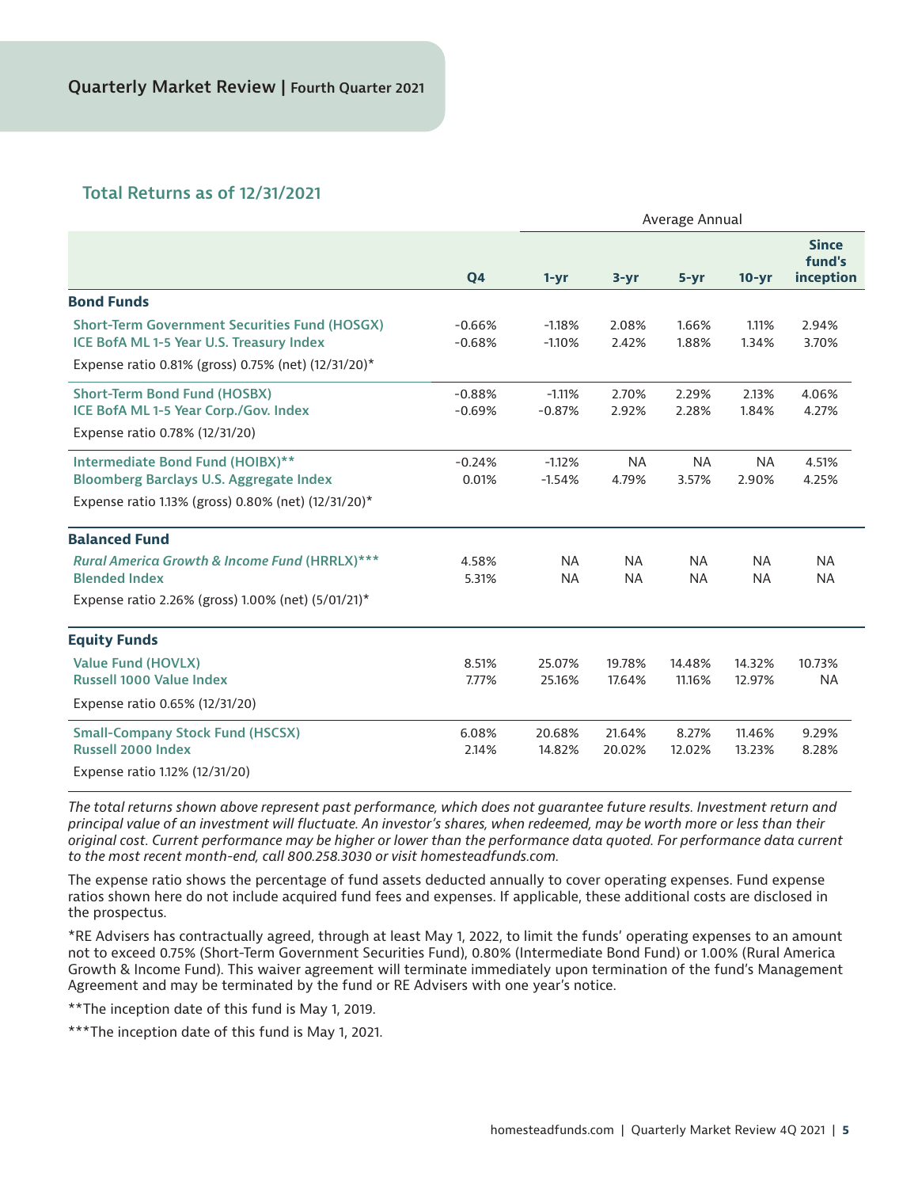## Total Returns as of 12/31/2021

| | | Average Annual | | | | |
|---|---|---|---|---|---|---|
| | **Q4** | **1-yr** | **3-yr** | **5-yr** | **10-yr** | **Since fund's inception** |
| **Bond Funds** | | | | | | |
| Short-Term Government Securities Fund (HOSGX) | -0.66% | -1.18% | 2.08% | 1.66% | 1.11% | 2.94% |
| ICE BofA ML 1-5 Year U.S. Treasury Index | -0.68% | -1.10% | 2.42% | 1.88% | 1.34% | 3.70% |
| Expense ratio 0.81% (gross) 0.75% (net) (12/31/20)* | | | | | | |
| Short-Term Bond Fund (HOSBX) | -0.88% | -1.11% | 2.70% | 2.29% | 2.13% | 4.06% |
| ICE BofA ML 1-5 Year Corp./Gov. Index | -0.69% | -0.87% | 2.92% | 2.28% | 1.84% | 4.27% |
| Expense ratio 0.78% (12/31/20) | | | | | | |
| Intermediate Bond Fund (HOIBX)** | -0.24% | -1.12% | NA | NA | NA | 4.51% |
| Bloomberg Barclays U.S. Aggregate Index | 0.01% | -1.54% | 4.79% | 3.57% | 2.90% | 4.25% |
| Expense ratio 1.13% (gross) 0.80% (net) (12/31/20)* | | | | | | |
| **Balanced Fund** | | | | | | |
| *Rural America Growth & Income Fund* (HRRLX)*** | 4.58% | NA | NA | NA | NA | NA |
| Blended Index | 5.31% | NA | NA | NA | NA | NA |
| Expense ratio 2.26% (gross) 1.00% (net) (5/01/21)* | | | | | | |
| **Equity Funds** | | | | | | |
| Value Fund (HOVLX) | 8.51% | 25.07% | 19.78% | 14.48% | 14.32% | 10.73% |
| Russell 1000 Value Index | 7.77% | 25.16% | 17.64% | 11.16% | 12.97% | NA |
| Expense ratio 0.65% (12/31/20) | | | | | | |
| Small-Company Stock Fund (HSCSX) | 6.08% | 20.68% | 21.64% | 8.27% | 11.46% | 9.29% |
| Russell 2000 Index | 2.14% | 14.82% | 20.02% | 12.02% | 13.23% | 8.28% |
| Expense ratio 1.12% (12/31/20) | | | | | | |

*The total returns shown above represent past performance, which does not guarantee future results. Investment return and principal value of an investment will fluctuate. An investor's shares, when redeemed, may be worth more or less than their original cost. Current performance may be higher or lower than the performance data quoted. For performance data current to the most recent month-end, call 800.258.3030 or visit homesteadfunds.com.*

The expense ratio shows the percentage of fund assets deducted annually to cover operating expenses. Fund expense ratios shown here do not include acquired fund fees and expenses. If applicable, these additional costs are disclosed in the prospectus.

*RE Advisers has contractually agreed, through at least May 1, 2022, to limit the funds' operating expenses to an amount not to exceed 0.75% (Short-Term Government Securities Fund), 0.80% (Intermediate Bond Fund) or 1.00% (Rural America Growth & Income Fund). This waiver agreement will terminate immediately upon termination of the fund's Management Agreement and may be terminated by the fund or RE Advisers with one year's notice.

**The inception date of this fund is May 1, 2019.

***The inception date of this fund is May 1, 2021.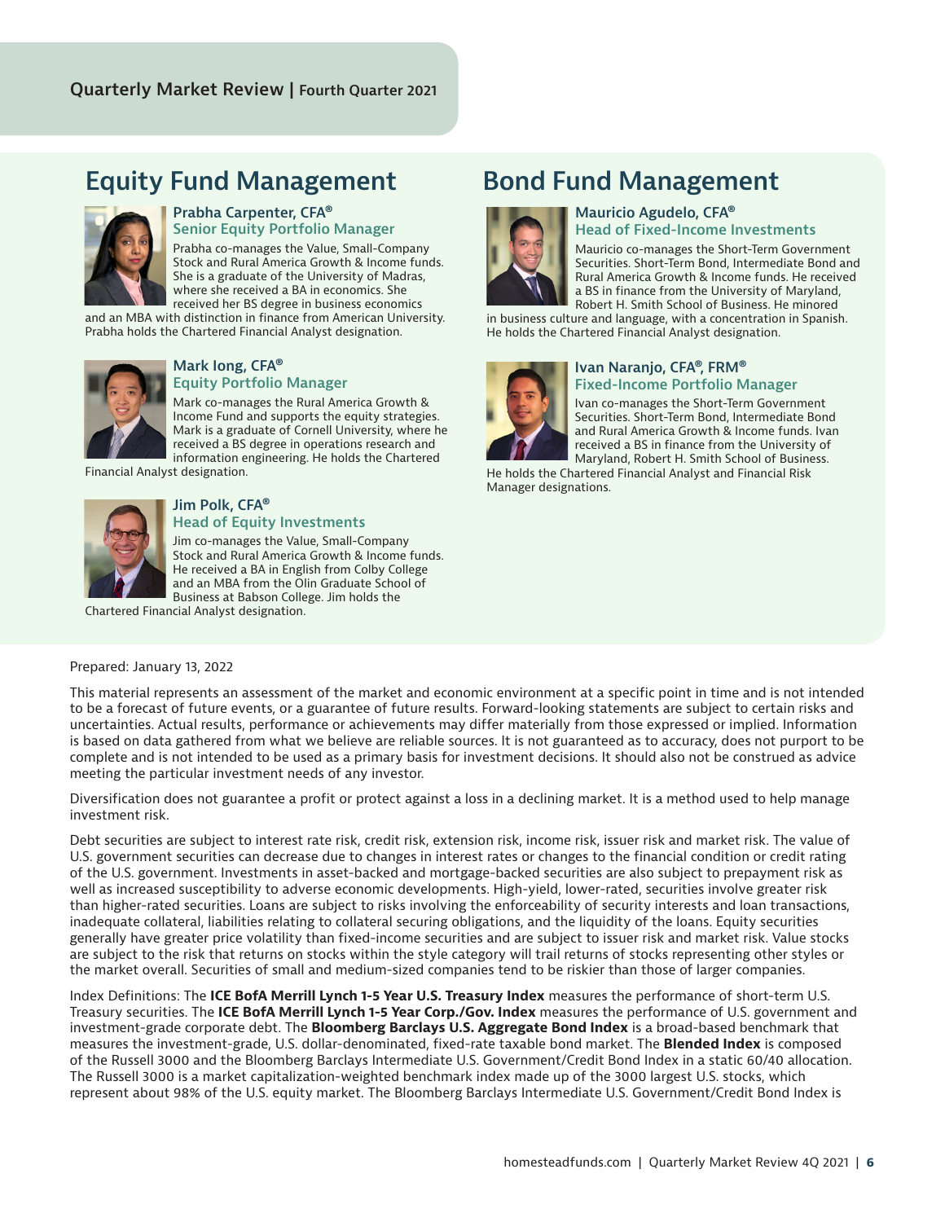## Equity Fund Management

**Prabha Carpenter, CFA®**
**Senior Equity Portfolio Manager**

Prabha co-manages the Value, Small-Company Stock and Rural America Growth & Income funds. She is a graduate of the University of Madras, where she received a BA in economics. She received her BS degree in business economics and an MBA with distinction in finance from American University. Prabha holds the Chartered Financial Analyst designation.

**Mark Iong, CFA®**
**Equity Portfolio Manager**

Mark co-manages the Rural America Growth & Income Fund and supports the equity strategies. Mark is a graduate of Cornell University, where he received a BS degree in operations research and information engineering. He holds the Chartered Financial Analyst designation.

**Jim Polk, CFA®**
**Head of Equity Investments**

Jim co-manages the Value, Small-Company Stock and Rural America Growth & Income funds. He received a BA in English from Colby College and an MBA from the Olin Graduate School of Business at Babson College. Jim holds the Chartered Financial Analyst designation.

## Bond Fund Management

**Mauricio Agudelo, CFA®**
**Head of Fixed-Income Investments**

Mauricio co-manages the Short-Term Government Securities. Short-Term Bond, Intermediate Bond and Rural America Growth & Income funds. He received a BS in finance from the University of Maryland, Robert H. Smith School of Business. He minored in business culture and language, with a concentration in Spanish. He holds the Chartered Financial Analyst designation.

**Ivan Naranjo, CFA®, FRM®**
**Fixed-Income Portfolio Manager**

Ivan co-manages the Short-Term Government Securities. Short-Term Bond, Intermediate Bond and Rural America Growth & Income funds. Ivan received a BS in finance from the University of Maryland, Robert H. Smith School of Business. He holds the Chartered Financial Analyst and Financial Risk Manager designations.

Prepared: January 13, 2022

This material represents an assessment of the market and economic environment at a specific point in time and is not intended to be a forecast of future events, or a guarantee of future results. Forward-looking statements are subject to certain risks and uncertainties. Actual results, performance or achievements may differ materially from those expressed or implied. Information is based on data gathered from what we believe are reliable sources. It is not guaranteed as to accuracy, does not purport to be complete and is not intended to be used as a primary basis for investment decisions. It should also not be construed as advice meeting the particular investment needs of any investor.

Diversification does not guarantee a profit or protect against a loss in a declining market. It is a method used to help manage investment risk.

Debt securities are subject to interest rate risk, credit risk, extension risk, income risk, issuer risk and market risk. The value of U.S. government securities can decrease due to changes in interest rates or changes to the financial condition or credit rating of the U.S. government. Investments in asset-backed and mortgage-backed securities are also subject to prepayment risk as well as increased susceptibility to adverse economic developments. High-yield, lower-rated, securities involve greater risk than higher-rated securities. Loans are subject to risks involving the enforceability of security interests and loan transactions, inadequate collateral, liabilities relating to collateral securing obligations, and the liquidity of the loans. Equity securities generally have greater price volatility than fixed-income securities and are subject to issuer risk and market risk. Value stocks are subject to the risk that returns on stocks within the style category will trail returns of stocks representing other styles or the market overall. Securities of small and medium-sized companies tend to be riskier than those of larger companies.

Index Definitions: The **ICE BofA Merrill Lynch 1-5 Year U.S. Treasury Index** measures the performance of short-term U.S. Treasury securities. The **ICE BofA Merrill Lynch 1-5 Year Corp./Gov. Index** measures the performance of U.S. government and investment-grade corporate debt. The **Bloomberg Barclays U.S. Aggregate Bond Index** is a broad-based benchmark that measures the investment-grade, U.S. dollar-denominated, fixed-rate taxable bond market. The **Blended Index** is composed of the Russell 3000 and the Bloomberg Barclays Intermediate U.S. Government/Credit Bond Index in a static 60/40 allocation. The Russell 3000 is a market capitalization-weighted benchmark index made up of the 3000 largest U.S. stocks, which represent about 98% of the U.S. equity market. The Bloomberg Barclays Intermediate U.S. Government/Credit Bond Index is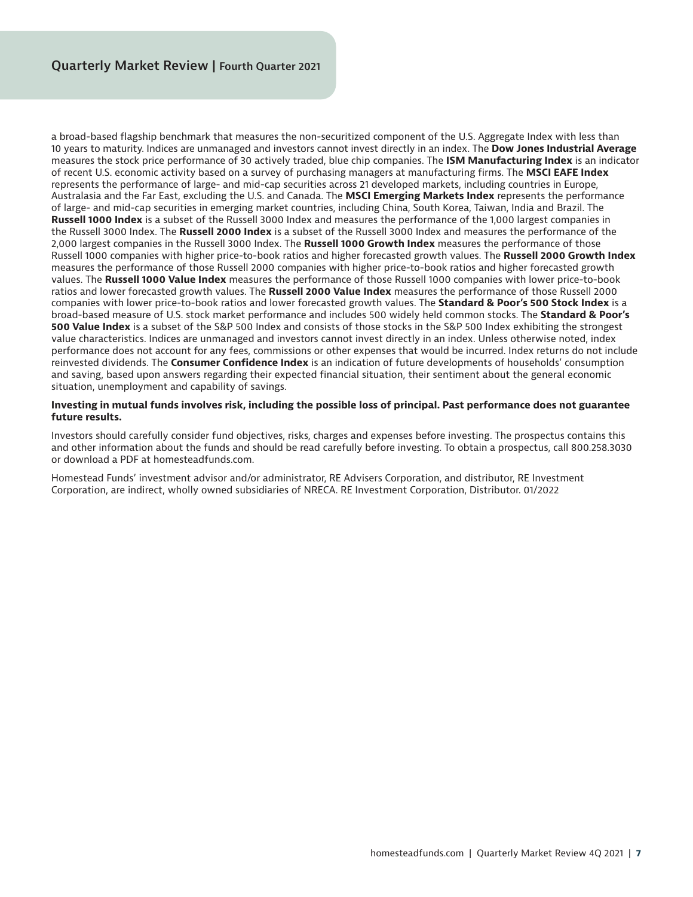a broad-based flagship benchmark that measures the non-securitized component of the U.S. Aggregate Index with less than 10 years to maturity. Indices are unmanaged and investors cannot invest directly in an index. The **Dow Jones Industrial Average** measures the stock price performance of 30 actively traded, blue chip companies. The **ISM Manufacturing Index** is an indicator of recent U.S. economic activity based on a survey of purchasing managers at manufacturing firms. The **MSCI EAFE Index** represents the performance of large- and mid-cap securities across 21 developed markets, including countries in Europe, Australasia and the Far East, excluding the U.S. and Canada. The **MSCI Emerging Markets Index** represents the performance of large- and mid-cap securities in emerging market countries, including China, South Korea, Taiwan, India and Brazil. The **Russell 1000 Index** is a subset of the Russell 3000 Index and measures the performance of the 1,000 largest companies in the Russell 3000 Index. The **Russell 2000 Index** is a subset of the Russell 3000 Index and measures the performance of the 2,000 largest companies in the Russell 3000 Index. The **Russell 1000 Growth Index** measures the performance of those Russell 1000 companies with higher price-to-book ratios and higher forecasted growth values. The **Russell 2000 Growth Index** measures the performance of those Russell 2000 companies with higher price-to-book ratios and higher forecasted growth values. The **Russell 1000 Value Index** measures the performance of those Russell 1000 companies with lower price-to-book ratios and lower forecasted growth values. The **Russell 2000 Value Index** measures the performance of those Russell 2000 companies with lower price-to-book ratios and lower forecasted growth values. The **Standard & Poor's 500 Stock Index** is a broad-based measure of U.S. stock market performance and includes 500 widely held common stocks. The **Standard & Poor's 500 Value Index** is a subset of the S&P 500 Index and consists of those stocks in the S&P 500 Index exhibiting the strongest value characteristics. Indices are unmanaged and investors cannot invest directly in an index. Unless otherwise noted, index performance does not account for any fees, commissions or other expenses that would be incurred. Index returns do not include reinvested dividends. The **Consumer Confidence Index** is an indication of future developments of households' consumption and saving, based upon answers regarding their expected financial situation, their sentiment about the general economic situation, unemployment and capability of savings.

**Investing in mutual funds involves risk, including the possible loss of principal. Past performance does not guarantee future results.**

Investors should carefully consider fund objectives, risks, charges and expenses before investing. The prospectus contains this and other information about the funds and should be read carefully before investing. To obtain a prospectus, call 800.258.3030 or download a PDF at homesteadfunds.com.

Homestead Funds' investment advisor and/or administrator, RE Advisers Corporation, and distributor, RE Investment Corporation, are indirect, wholly owned subsidiaries of NRECA. RE Investment Corporation, Distributor. 01/2022